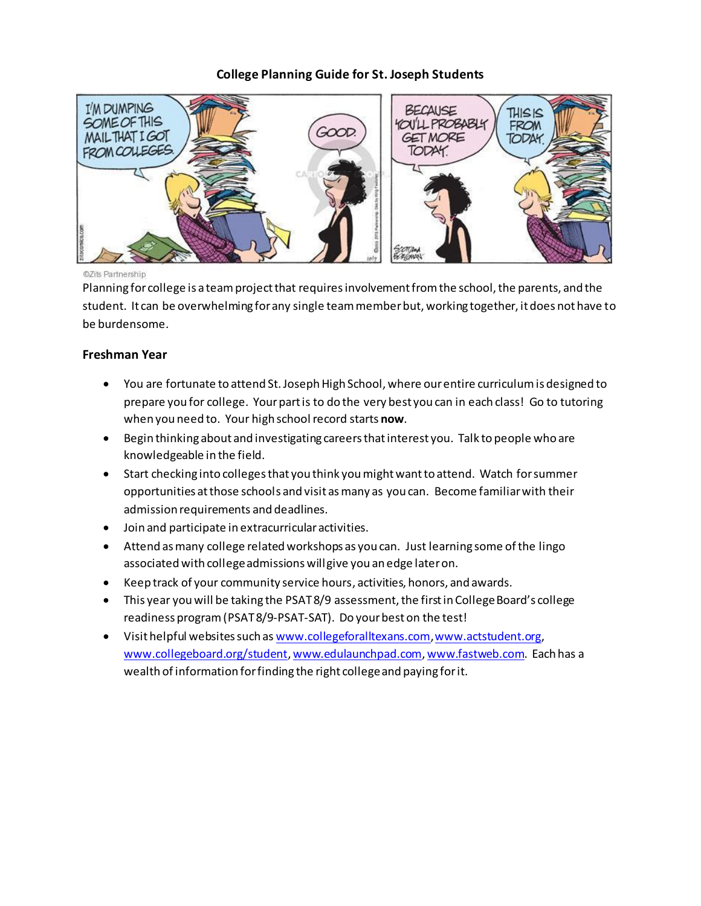# College Planning Guide for St. Joseph Students

©Zits Partnership

Planning for college is a team project that requires involvement from the school, the parents, and the student. It can be overwhelming for any single team member but, working together, it does not have to be burdensome.

### Freshman Year

- You are fortunate to attend St. Joseph High School, where our entire curriculum is designed to prepare you for college. Your part is to do the very best you can in each class! Go to tutoring when you need to. Your high school record starts **now**.
- Begin thinking about and investigating careers that interest you. Talk to people who are knowledgeable in the field.
- Start checking into colleges that you think you might want to attend. Watch for summer opportunities at those schools and visit as many as you can. Become familiar with their admission requirements and deadlines.
- Join and participate in extracurricular activities.
- Attend as many college related workshops as you can. Just learning some of the lingo associated with college admissions will give you an edge later on.
- Keep track of your community service hours, activities, honors, and awards.
- This year you will be taking the PSAT 8/9 assessment, the first in College Board's college readiness program (PSAT 8/9-PSAT-SAT). Do your best on the test!
- Visit helpful websites such as www.collegeforalltexans.com, www.actstudent.org, www.collegeboard.org/student, www.edulaunchpad.com, www.fastweb.com. Each has a wealth of information for finding the right college and paying for it.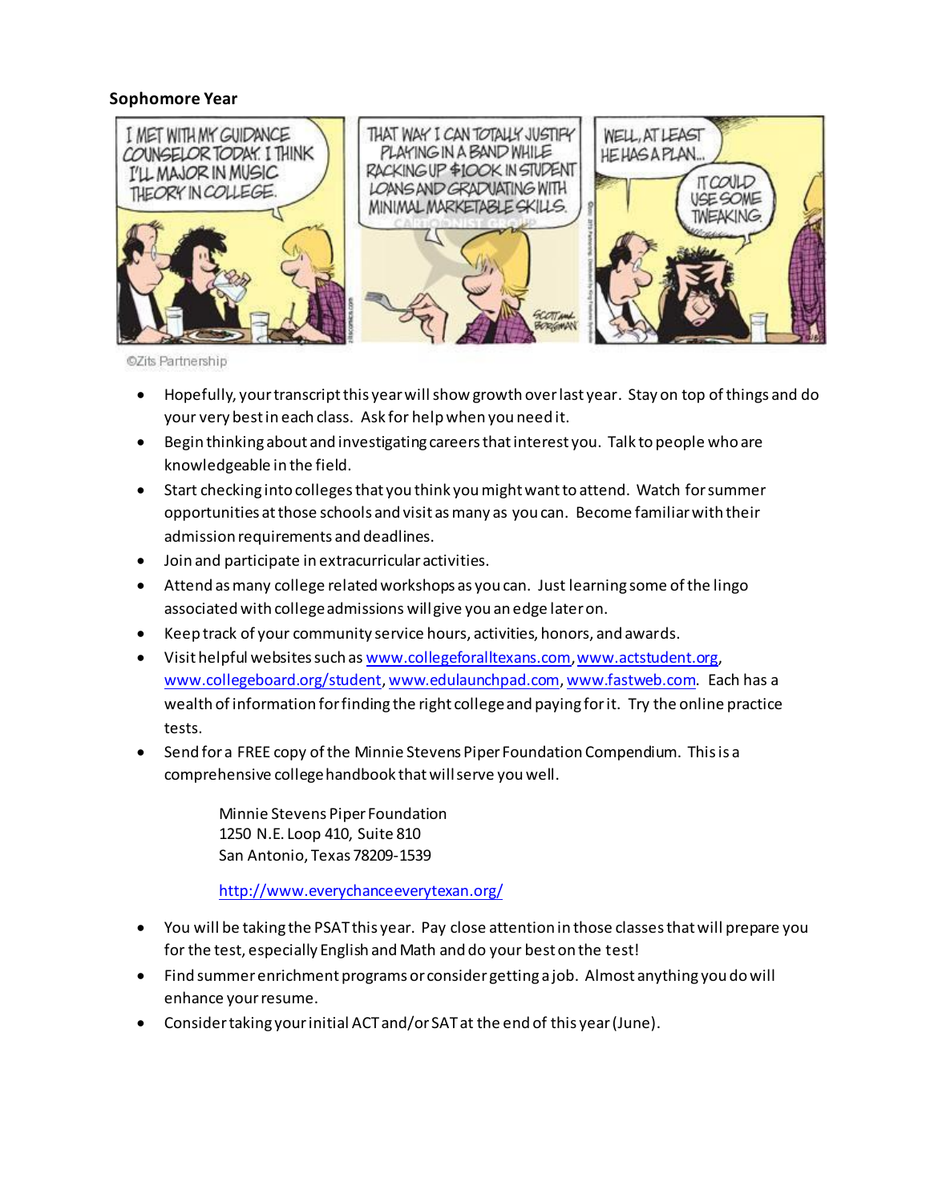**Sophomore Year**

©Zits Partnership

- Hopefully, your transcript this year will show growth over last year. Stay on top of things and do your very best in each class. Ask for help when you need it.
- Begin thinking about and investigating careers that interest you. Talk to people who are knowledgeable in the field.
- Start checking into colleges that you think you might want to attend. Watch for summer opportunities at those schools and visit as many as you can. Become familiar with their admission requirements and deadlines.
- Join and participate in extracurricular activities.
- Attend as many college related workshops as you can. Just learning some of the lingo associated with college admissions will give you an edge later on.
- Keep track of your community service hours, activities, honors, and awards.
- Visit helpful websites such as www.collegeforalltexans.com, www.actstudent.org, www.collegeboard.org/student, www.edulaunchpad.com, www.fastweb.com. Each has a wealth of information for finding the right college and paying for it. Try the online practice tests.
- Send for a FREE copy of the Minnie Stevens Piper Foundation Compendium. This is a comprehensive college handbook that will serve you well.

  Minnie Stevens Piper Foundation
  1250 N.E. Loop 410, Suite 810
  San Antonio, Texas 78209-1539

  http://www.everychanceeverytexan.org/

- You will be taking the PSAT this year. Pay close attention in those classes that will prepare you for the test, especially English and Math and do your best on the test!
- Find summer enrichment programs or consider getting a job. Almost anything you do will enhance your resume.
- Consider taking your initial ACT and/or SAT at the end of this year (June).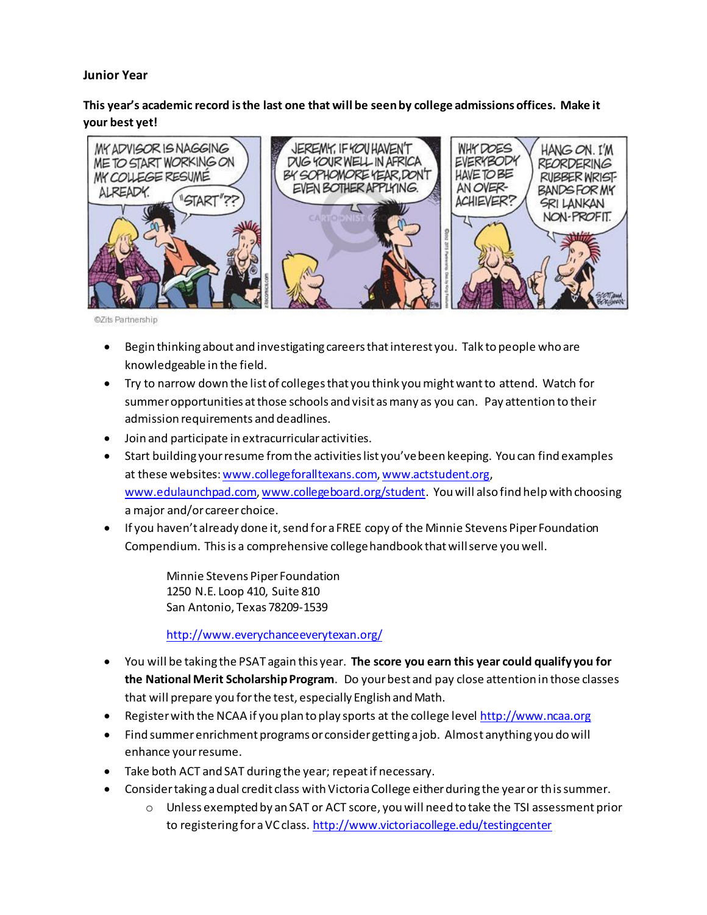**Junior Year**

**This year's academic record is the last one that will be seen by college admissions offices. Make it your best yet!**

©Zits Partnership

- Begin thinking about and investigating careers that interest you. Talk to people who are knowledgeable in the field.
- Try to narrow down the list of colleges that you think you might want to attend. Watch for summer opportunities at those schools and visit as many as you can. Pay attention to their admission requirements and deadlines.
- Join and participate in extracurricular activities.
- Start building your resume from the activities list you've been keeping. You can find examples at these websites: www.collegeforalltexans.com, www.actstudent.org, www.edulaunchpad.com, www.collegeboard.org/student. You will also find help with choosing a major and/or career choice.
- If you haven't already done it, send for a FREE copy of the Minnie Stevens Piper Foundation Compendium. This is a comprehensive college handbook that will serve you well.

  Minnie Stevens Piper Foundation
  1250 N.E. Loop 410, Suite 810
  San Antonio, Texas 78209-1539

  http://www.everychanceeverytexan.org/

- You will be taking the PSAT again this year. **The score you earn this year could qualify you for the National Merit Scholarship Program**. Do your best and pay close attention in those classes that will prepare you for the test, especially English and Math.
- Register with the NCAA if you plan to play sports at the college level http://www.ncaa.org
- Find summer enrichment programs or consider getting a job. Almost anything you do will enhance your resume.
- Take both ACT and SAT during the year; repeat if necessary.
- Consider taking a dual credit class with Victoria College either during the year or this summer.
  - Unless exempted by an SAT or ACT score, you will need to take the TSI assessment prior to registering for a VC class. http://www.victoriacollege.edu/testingcenter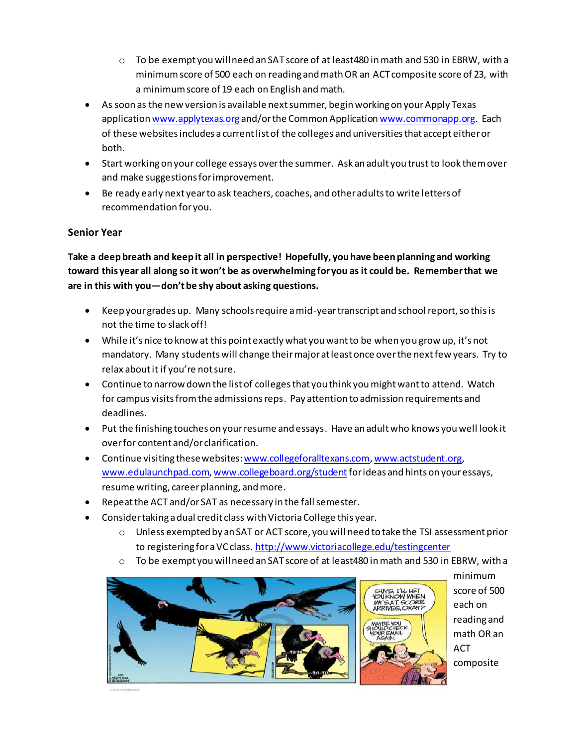- To be exempt you will need an SAT score of at least480 in math and 530 in EBRW, with a minimum score of 500 each on reading and math OR an ACT composite score of 23, with a minimum score of 19 each on English and math.
- As soon as the new version is available next summer, begin working on your Apply Texas application www.applytexas.org and/or the Common Application www.commonapp.org. Each of these websites includes a current list of the colleges and universities that accept either or both.
- Start working on your college essays over the summer. Ask an adult you trust to look them over and make suggestions for improvement.
- Be ready early next year to ask teachers, coaches, and other adults to write letters of recommendation for you.

## Senior Year

**Take a deep breath and keep it all in perspective! Hopefully, you have been planning and working toward this year all along so it won't be as overwhelming for you as it could be. Remember that we are in this with you—don't be shy about asking questions.**

- Keep your grades up. Many schools require a mid-year transcript and school report, so this is not the time to slack off!
- While it's nice to know at this point exactly what you want to be when you grow up, it's not mandatory. Many students will change their major at least once over the next few years. Try to relax about it if you're not sure.
- Continue to narrow down the list of colleges that you think you might want to attend. Watch for campus visits from the admissions reps. Pay attention to admission requirements and deadlines.
- Put the finishing touches on your resume and essays. Have an adult who knows you well look it over for content and/or clarification.
- Continue visiting these websites: www.collegeforalltexans.com, www.actstudent.org, www.edulaunchpad.com, www.collegeboard.org/student for ideas and hints on your essays, resume writing, career planning, and more.
- Repeat the ACT and/or SAT as necessary in the fall semester.
- Consider taking a dual credit class with Victoria College this year.
  - Unless exempted by an SAT or ACT score, you will need to take the TSI assessment prior to registering for a VC class. http://www.victoriacollege.edu/testingcenter
  - To be exempt you will need an SAT score of at least480 in math and 530 in EBRW, with a minimum score of 500 each on reading and math OR an ACT composite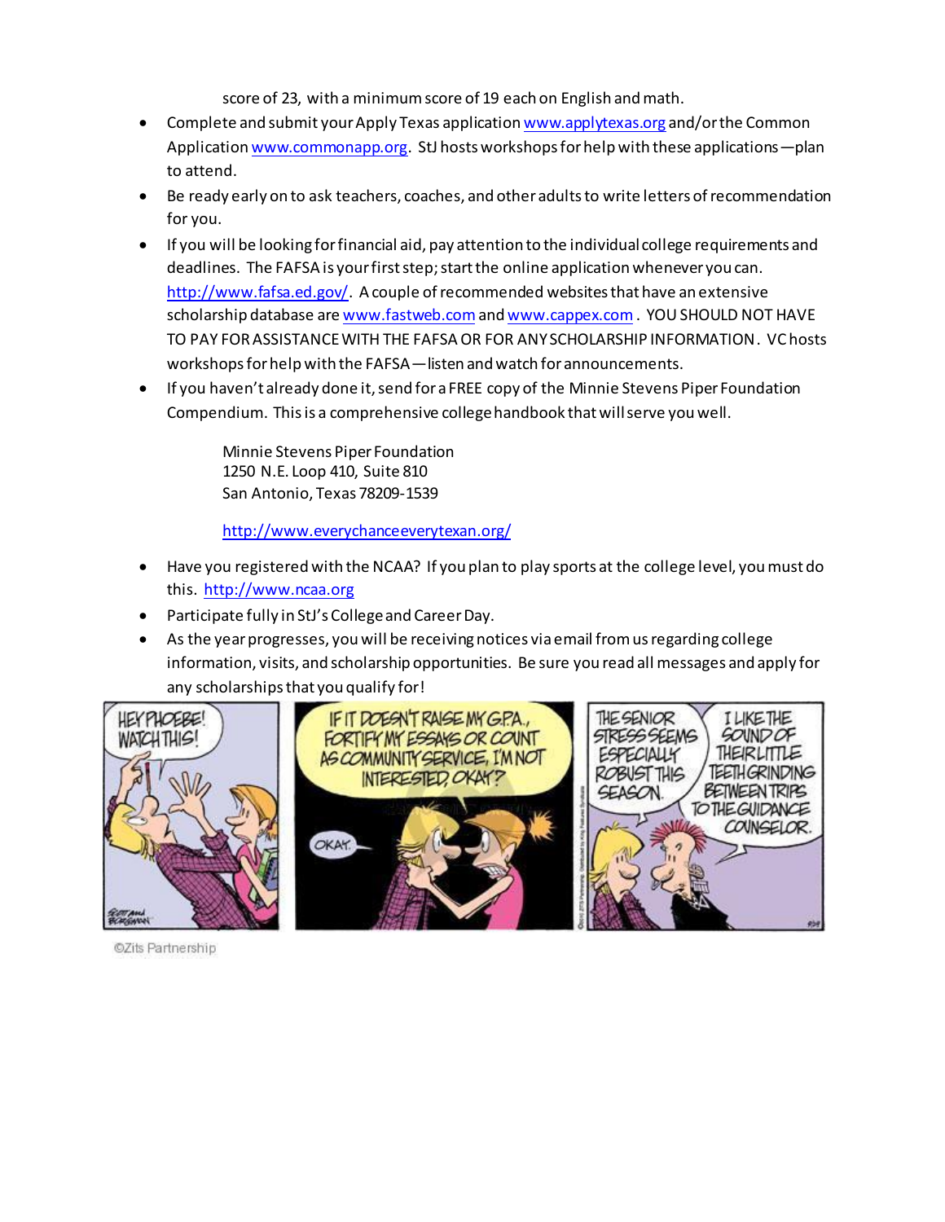score of 23, with a minimum score of 19 each on English and math.

- Complete and submit your Apply Texas application www.applytexas.org and/or the Common Application www.commonapp.org. StJ hosts workshops for help with these applications—plan to attend.
- Be ready early on to ask teachers, coaches, and other adults to write letters of recommendation for you.
- If you will be looking for financial aid, pay attention to the individual college requirements and deadlines. The FAFSA is your first step; start the online application whenever you can. http://www.fafsa.ed.gov/. A couple of recommended websites that have an extensive scholarship database are www.fastweb.com and www.cappex.com. YOU SHOULD NOT HAVE TO PAY FOR ASSISTANCE WITH THE FAFSA OR FOR ANY SCHOLARSHIP INFORMATION. VC hosts workshops for help with the FAFSA—listen and watch for announcements.
- If you haven't already done it, send for a FREE copy of the Minnie Stevens Piper Foundation Compendium. This is a comprehensive college handbook that will serve you well.

  Minnie Stevens Piper Foundation
  1250 N.E. Loop 410, Suite 810
  San Antonio, Texas 78209-1539

  http://www.everychanceeverytexan.org/

- Have you registered with the NCAA? If you plan to play sports at the college level, you must do this. http://www.ncaa.org
- Participate fully in StJ's College and Career Day.
- As the year progresses, you will be receiving notices via email from us regarding college information, visits, and scholarship opportunities. Be sure you read all messages and apply for any scholarships that you qualify for!

©Zits Partnership